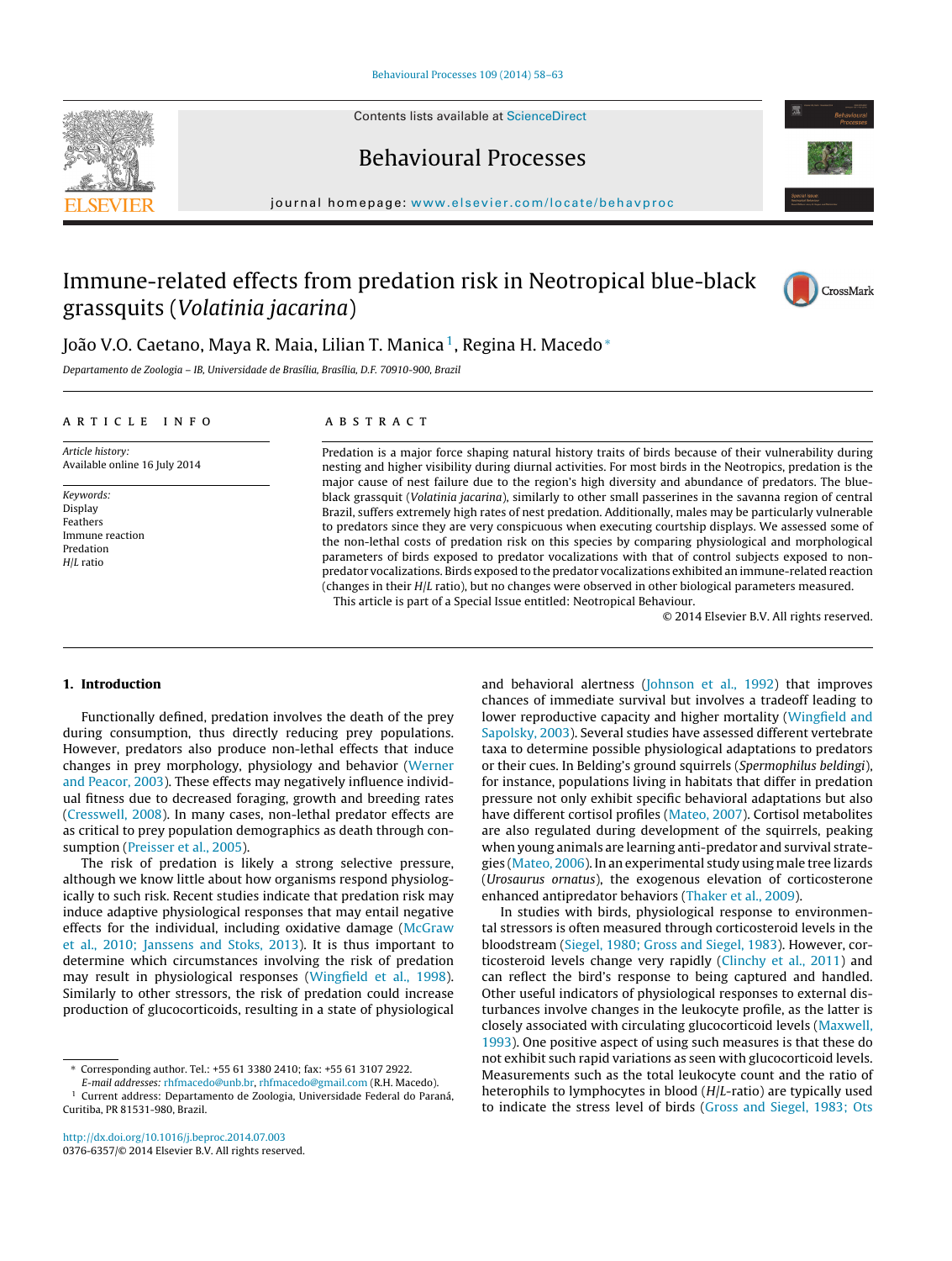Contents lists available at ScienceDirect

# Behavioural Processes

journal homepage: www.elsevier.com/locate/behavproc

# Immune-related effects from predation risk in Neotropical blue-black grassquits (*Volatinia jacarina*)

João V.O. Caetano, Maya R. Maia, Lilian T. Manica[1], Regina H. Macedo*

Departamento de Zoologia – IB, Universidade de Brasília, Brasília, D.F. 70910-900, Brazil

## ARTICLE INFO

*Article history:*
Available online 16 July 2014

*Keywords:*
Display
Feathers
Immune reaction
Predation
*H*/*L* ratio

## ABSTRACT

Predation is a major force shaping natural history traits of birds because of their vulnerability during nesting and higher visibility during diurnal activities. For most birds in the Neotropics, predation is the major cause of nest failure due to the region's high diversity and abundance of predators. The blue-black grassquit (*Volatinia jacarina*), similarly to other small passerines in the savanna region of central Brazil, suffers extremely high rates of nest predation. Additionally, males may be particularly vulnerable to predators since they are very conspicuous when executing courtship displays. We assessed some of the non-lethal costs of predation risk on this species by comparing physiological and morphological parameters of birds exposed to predator vocalizations with that of control subjects exposed to non-predator vocalizations. Birds exposed to the predator vocalizations exhibited an immune-related reaction (changes in their *H*/*L* ratio), but no changes were observed in other biological parameters measured.

This article is part of a Special Issue entitled: Neotropical Behaviour.

© 2014 Elsevier B.V. All rights reserved.

## 1. Introduction

Functionally defined, predation involves the death of the prey during consumption, thus directly reducing prey populations. However, predators also produce non-lethal effects that induce changes in prey morphology, physiology and behavior (Werner and Peacor, 2003). These effects may negatively influence individual fitness due to decreased foraging, growth and breeding rates (Cresswell, 2008). In many cases, non-lethal predator effects are as critical to prey population demographics as death through consumption (Preisser et al., 2005).

The risk of predation is likely a strong selective pressure, although we know little about how organisms respond physiologically to such risk. Recent studies indicate that predation risk may induce adaptive physiological responses that may entail negative effects for the individual, including oxidative damage (McGraw et al., 2010; Janssens and Stoks, 2013). It is thus important to determine which circumstances involving the risk of predation may result in physiological responses (Wingfield et al., 1998). Similarly to other stressors, the risk of predation could increase production of glucocorticoids, resulting in a state of physiological and behavioral alertness (Johnson et al., 1992) that improves chances of immediate survival but involves a tradeoff leading to lower reproductive capacity and higher mortality (Wingfield and Sapolsky, 2003). Several studies have assessed different vertebrate taxa to determine possible physiological adaptations to predators or their cues. In Belding's ground squirrels (*Spermophilus beldingi*), for instance, populations living in habitats that differ in predation pressure not only exhibit specific behavioral adaptations but also have different cortisol profiles (Mateo, 2007). Cortisol metabolites are also regulated during development of the squirrels, peaking when young animals are learning anti-predator and survival strategies (Mateo, 2006). In an experimental study using male tree lizards (*Urosaurus ornatus*), the exogenous elevation of corticosterone enhanced antipredator behaviors (Thaker et al., 2009).

In studies with birds, physiological response to environmental stressors is often measured through corticosteroid levels in the bloodstream (Siegel, 1980; Gross and Siegel, 1983). However, corticosteroid levels change very rapidly (Clinchy et al., 2011) and can reflect the bird's response to being captured and handled. Other useful indicators of physiological responses to external disturbances involve changes in the leukocyte profile, as the latter is closely associated with circulating glucocorticoid levels (Maxwell, 1993). One positive aspect of using such measures is that these do not exhibit such rapid variations as seen with glucocorticoid levels. Measurements such as the total leukocyte count and the ratio of heterophils to lymphocytes in blood (*H*/*L*-ratio) are typically used to indicate the stress level of birds (Gross and Siegel, 1983; Ots

---

* Corresponding author. Tel.: +55 61 3380 2410; fax: +55 61 3107 2922.
*E-mail addresses:* rhfmacedo@unb.br, rhfmacedo@gmail.com (R.H. Macedo).

[1] Current address: Departamento de Zoologia, Universidade Federal do Paraná, Curitiba, PR 81531-980, Brazil.

http://dx.doi.org/10.1016/j.beproc.2014.07.003
0376-6357/© 2014 Elsevier B.V. All rights reserved.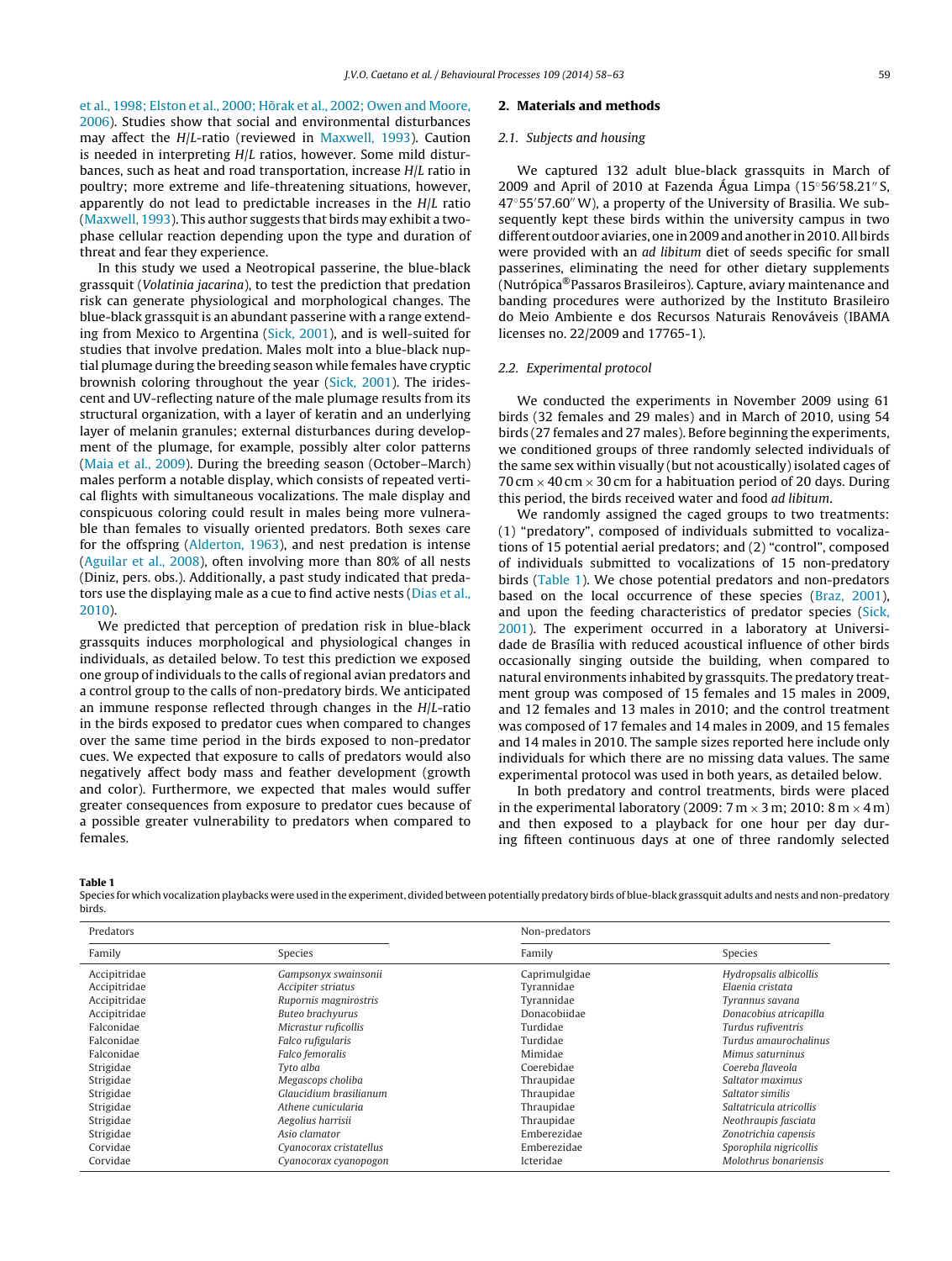et al., 1998; Elston et al., 2000; Hõrak et al., 2002; Owen and Moore, 2006). Studies show that social and environmental disturbances may affect the *H*/*L*-ratio (reviewed in Maxwell, 1993). Caution is needed in interpreting *H*/*L* ratios, however. Some mild disturbances, such as heat and road transportation, increase *H*/*L* ratio in poultry; more extreme and life-threatening situations, however, apparently do not lead to predictable increases in the *H*/*L* ratio (Maxwell, 1993). This author suggests that birds may exhibit a two-phase cellular reaction depending upon the type and duration of threat and fear they experience.

In this study we used a Neotropical passerine, the blue-black grassquit (*Volatinia jacarina*), to test the prediction that predation risk can generate physiological and morphological changes. The blue-black grassquit is an abundant passerine with a range extending from Mexico to Argentina (Sick, 2001), and is well-suited for studies that involve predation. Males molt into a blue-black nuptial plumage during the breeding season while females have cryptic brownish coloring throughout the year (Sick, 2001). The iridescent and UV-reflecting nature of the male plumage results from its structural organization, with a layer of keratin and an underlying layer of melanin granules; external disturbances during development of the plumage, for example, possibly alter color patterns (Maia et al., 2009). During the breeding season (October–March) males perform a notable display, which consists of repeated vertical flights with simultaneous vocalizations. The male display and conspicuous coloring could result in males being more vulnerable than females to visually oriented predators. Both sexes care for the offspring (Alderton, 1963), and nest predation is intense (Aguilar et al., 2008), often involving more than 80% of all nests (Diniz, pers. obs.). Additionally, a past study indicated that predators use the displaying male as a cue to find active nests (Dias et al., 2010).

We predicted that perception of predation risk in blue-black grassquits induces morphological and physiological changes in individuals, as detailed below. To test this prediction we exposed one group of individuals to the calls of regional avian predators and a control group to the calls of non-predatory birds. We anticipated an immune response reflected through changes in the *H*/*L*-ratio in the birds exposed to predator cues when compared to changes over the same time period in the birds exposed to non-predator cues. We expected that exposure to calls of predators would also negatively affect body mass and feather development (growth and color). Furthermore, we expected that males would suffer greater consequences from exposure to predator cues because of a possible greater vulnerability to predators when compared to females.

## 2. Materials and methods

### 2.1. Subjects and housing

We captured 132 adult blue-black grassquits in March of 2009 and April of 2010 at Fazenda Água Limpa (15°56′58.21″ S, 47°55′57.60″ W), a property of the University of Brasilia. We subsequently kept these birds within the university campus in two different outdoor aviaries, one in 2009 and another in 2010. All birds were provided with an *ad libitum* diet of seeds specific for small passerines, eliminating the need for other dietary supplements (Nutrópica® Passaros Brasileiros). Capture, aviary maintenance and banding procedures were authorized by the Instituto Brasileiro do Meio Ambiente e dos Recursos Naturais Renováveis (IBAMA licenses no. 22/2009 and 17765-1).

### 2.2. Experimental protocol

We conducted the experiments in November 2009 using 61 birds (32 females and 29 males) and in March of 2010, using 54 birds (27 females and 27 males). Before beginning the experiments, we conditioned groups of three randomly selected individuals of the same sex within visually (but not acoustically) isolated cages of 70 cm × 40 cm × 30 cm for a habituation period of 20 days. During this period, the birds received water and food *ad libitum*.

We randomly assigned the caged groups to two treatments: (1) "predatory", composed of individuals submitted to vocalizations of 15 potential aerial predators; and (2) "control", composed of individuals submitted to vocalizations of 15 non-predatory birds (Table 1). We chose potential predators and non-predators based on the local occurrence of these species (Braz, 2001), and upon the feeding characteristics of predator species (Sick, 2001). The experiment occurred in a laboratory at Universidade de Brasília with reduced acoustical influence of other birds occasionally singing outside the building, when compared to natural environments inhabited by grassquits. The predatory treatment group was composed of 15 females and 15 males in 2009, and 12 females and 13 males in 2010; and the control treatment was composed of 17 females and 14 males in 2009, and 15 females and 14 males in 2010. The sample sizes reported here include only individuals for which there are no missing data values. The same experimental protocol was used in both years, as detailed below.

In both predatory and control treatments, birds were placed in the experimental laboratory (2009: 7 m × 3 m; 2010: 8 m × 4 m) and then exposed to a playback for one hour per day during fifteen continuous days at one of three randomly selected

**Table 1**
Species for which vocalization playbacks were used in the experiment, divided between potentially predatory birds of blue-black grassquit adults and nests and non-predatory birds.

| Predators | | Non-predators | |
|---|---|---|---|
| Family | Species | Family | Species |
| Accipitridae | *Gampsonyx swainsonii* | Caprimulgidae | *Hydropsalis albicollis* |
| Accipitridae | *Accipiter striatus* | Tyrannidae | *Elaenia cristata* |
| Accipitridae | *Rupornis magnirostris* | Tyrannidae | *Tyrannus savana* |
| Accipitridae | *Buteo brachyurus* | Donacobiidae | *Donacobius atricapilla* |
| Falconidae | *Micrastur ruficollis* | Turdidae | *Turdus rufiventris* |
| Falconidae | *Falco rufigularis* | Turdidae | *Turdus amaurochalinus* |
| Falconidae | *Falco femoralis* | Mimidae | *Mimus saturninus* |
| Strigidae | *Tyto alba* | Coerebidae | *Coereba flaveola* |
| Strigidae | *Megascops choliba* | Thraupidae | *Saltator maximus* |
| Strigidae | *Glaucidium brasilianum* | Thraupidae | *Saltator similis* |
| Strigidae | *Athene cunicularia* | Thraupidae | *Saltatricula atricollis* |
| Strigidae | *Aegolius harrisii* | Thraupidae | *Neothraupis fasciata* |
| Strigidae | *Asio clamator* | Emberezidae | *Zonotrichia capensis* |
| Corvidae | *Cyanocorax cristatellus* | Emberezidae | *Sporophila nigricollis* |
| Corvidae | *Cyanocorax cyanopogon* | Icteridae | *Molothrus bonariensis* |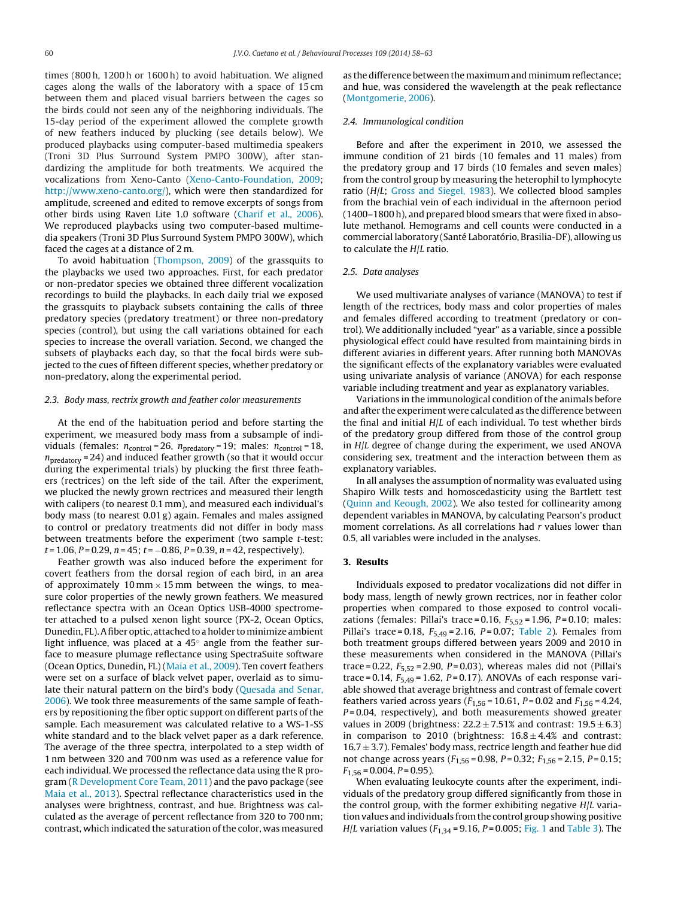times (800 h, 1200 h or 1600 h) to avoid habituation. We aligned cages along the walls of the laboratory with a space of 15 cm between them and placed visual barriers between the cages so the birds could not seen any of the neighboring individuals. The 15-day period of the experiment allowed the complete growth of new feathers induced by plucking (see details below). We produced playbacks using computer-based multimedia speakers (Troni 3D Plus Surround System PMPO 300W), after standardizing the amplitude for both treatments. We acquired the vocalizations from Xeno-Canto (Xeno-Canto-Foundation, 2009; http://www.xeno-canto.org/), which were then standardized for amplitude, screened and edited to remove excerpts of songs from other birds using Raven Lite 1.0 software (Charif et al., 2006). We reproduced playbacks using two computer-based multimedia speakers (Troni 3D Plus Surround System PMPO 300W), which faced the cages at a distance of 2 m.

To avoid habituation (Thompson, 2009) of the grassquits to the playbacks we used two approaches. First, for each predator or non-predator species we obtained three different vocalization recordings to build the playbacks. In each daily trial we exposed the grassquits to playback subsets containing the calls of three predatory species (predatory treatment) or three non-predatory species (control), but using the call variations obtained for each species to increase the overall variation. Second, we changed the subsets of playbacks each day, so that the focal birds were subjected to the cues of fifteen different species, whether predatory or non-predatory, along the experimental period.

### 2.3. Body mass, rectrix growth and feather color measurements

At the end of the habituation period and before starting the experiment, we measured body mass from a subsample of individuals (females: $n_{\text{control}} = 26$, $n_{\text{predatory}} = 19$; males: $n_{\text{control}} = 18$, $n_{\text{predatory}} = 24$) and induced feather growth (so that it would occur during the experimental trials) by plucking the first three feathers (rectrices) on the left side of the tail. After the experiment, we plucked the newly grown rectrices and measured their length with calipers (to nearest 0.1 mm), and measured each individual's body mass (to nearest 0.01 g) again. Females and males assigned to control or predatory treatments did not differ in body mass between treatments before the experiment (two sample *t*-test: $t = 1.06$, $P = 0.29$, $n = 45$; $t = -0.86$, $P = 0.39$, $n = 42$, respectively).

Feather growth was also induced before the experiment for covert feathers from the dorsal region of each bird, in an area of approximately 10 mm × 15 mm between the wings, to measure color properties of the newly grown feathers. We measured reflectance spectra with an Ocean Optics USB-4000 spectrometer attached to a pulsed xenon light source (PX-2, Ocean Optics, Dunedin, FL). A fiber optic, attached to a holder to minimize ambient light influence, was placed at a 45° angle from the feather surface to measure plumage reflectance using SpectraSuite software (Ocean Optics, Dunedin, FL) (Maia et al., 2009). Ten covert feathers were set on a surface of black velvet paper, overlaid as to simulate their natural pattern on the bird's body (Quesada and Senar, 2006). We took three measurements of the same sample of feathers by repositioning the fiber optic support on different parts of the sample. Each measurement was calculated relative to a WS-1-SS white standard and to the black velvet paper as a dark reference. The average of the three spectra, interpolated to a step width of 1 nm between 320 and 700 nm was used as a reference value for each individual. We processed the reflectance data using the R program (R Development Core Team, 2011) and the pavo package (see Maia et al., 2013). Spectral reflectance characteristics used in the analyses were brightness, contrast, and hue. Brightness was calculated as the average of percent reflectance from 320 to 700 nm; contrast, which indicated the saturation of the color, was measured as the difference between the maximum and minimum reflectance; and hue, was considered the wavelength at the peak reflectance (Montgomerie, 2006).

### 2.4. Immunological condition

Before and after the experiment in 2010, we assessed the immune condition of 21 birds (10 females and 11 males) from the predatory group and 17 birds (10 females and seven males) from the control group by measuring the heterophil to lymphocyte ratio (*H*/*L*; Gross and Siegel, 1983). We collected blood samples from the brachial vein of each individual in the afternoon period (1400–1800 h), and prepared blood smears that were fixed in absolute methanol. Hemograms and cell counts were conducted in a commercial laboratory (Santé Laboratório, Brasilia-DF), allowing us to calculate the *H*/*L* ratio.

### 2.5. Data analyses

We used multivariate analyses of variance (MANOVA) to test if length of the rectrices, body mass and color properties of males and females differed according to treatment (predatory or control). We additionally included "year" as a variable, since a possible physiological effect could have resulted from maintaining birds in different aviaries in different years. After running both MANOVAs the significant effects of the explanatory variables were evaluated using univariate analysis of variance (ANOVA) for each response variable including treatment and year as explanatory variables.

Variations in the immunological condition of the animals before and after the experiment were calculated as the difference between the final and initial *H*/*L* of each individual. To test whether birds of the predatory group differed from those of the control group in *H*/*L* degree of change during the experiment, we used ANOVA considering sex, treatment and the interaction between them as explanatory variables.

In all analyses the assumption of normality was evaluated using Shapiro Wilk tests and homoscedasticity using the Bartlett test (Quinn and Keough, 2002). We also tested for collinearity among dependent variables in MANOVA, by calculating Pearson's product moment correlations. As all correlations had *r* values lower than 0.5, all variables were included in the analyses.

## 3. Results

Individuals exposed to predator vocalizations did not differ in body mass, length of newly grown rectrices, nor in feather color properties when compared to those exposed to control vocalizations (females: Pillai's trace = 0.16, $F_{5,52} = 1.96$, $P = 0.10$; males: Pillai's trace = 0.18, $F_{5,49} = 2.16$, $P = 0.07$; Table 2). Females from both treatment groups differed between years 2009 and 2010 in these measurements when considered in the MANOVA (Pillai's trace = 0.22, $F_{5,52} = 2.90$, $P = 0.03$), whereas males did not (Pillai's trace = 0.14, $F_{5,49} = 1.62$, $P = 0.17$). ANOVAs of each response variable showed that average brightness and contrast of female covert feathers varied across years ($F_{1,56} = 10.61$, $P = 0.02$ and $F_{1,56} = 4.24$, $P = 0.04$, respectively), and both measurements showed greater values in 2009 (brightness: 22.2 ± 7.51% and contrast: 19.5 ± 6.3) in comparison to 2010 (brightness: 16.8 ± 4.4% and contrast: 16.7 ± 3.7). Females' body mass, rectrice length and feather hue did not change across years ($F_{1,56} = 0.98$, $P = 0.32$; $F_{1,56} = 2.15$, $P = 0.15$; $F_{1,56} = 0.004$, $P = 0.95$).

When evaluating leukocyte counts after the experiment, individuals of the predatory group differed significantly from those in the control group, with the former exhibiting negative *H*/*L* variation values and individuals from the control group showing positive *H*/*L* variation values ($F_{1,34} = 9.16$, $P = 0.005$; Fig. 1 and Table 3). The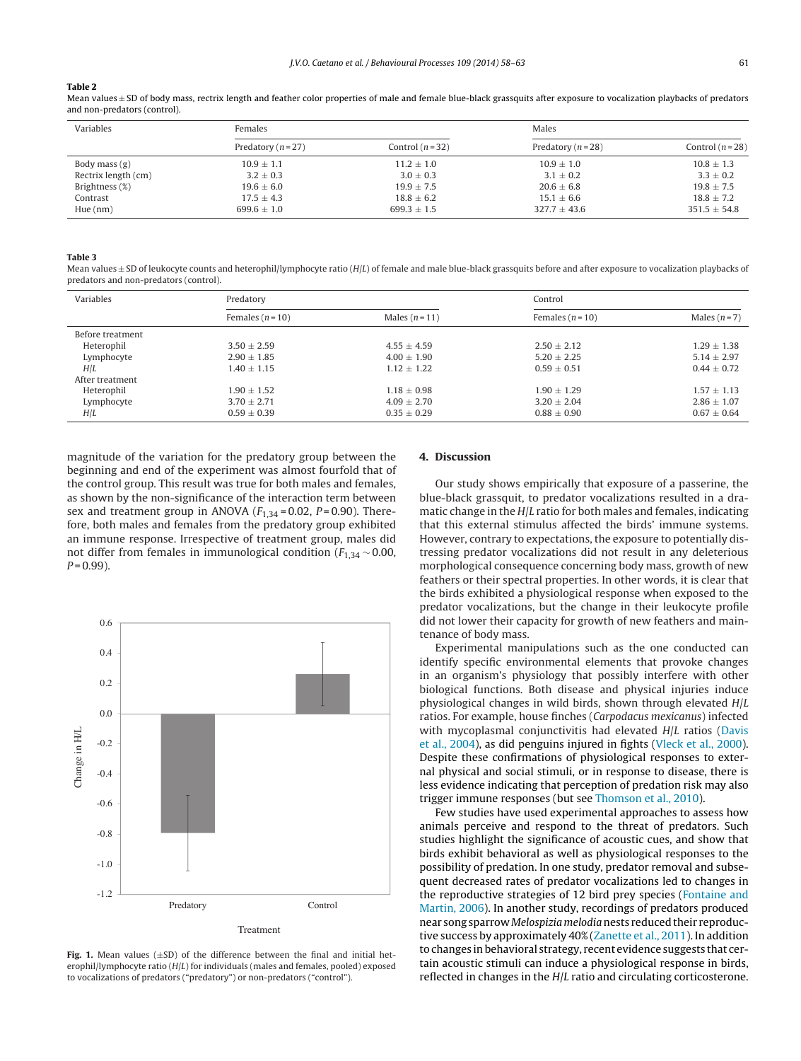**Table 2**
Mean values ± SD of body mass, rectrix length and feather color properties of male and female blue-black grassquits after exposure to vocalization playbacks of predators and non-predators (control).

| Variables | Females | | Males | |
|---|---|---|---|---|
| | Predatory ($n$ = 27) | Control ($n$ = 32) | Predatory ($n$ = 28) | Control ($n$ = 28) |
| Body mass (g) | 10.9 ± 1.1 | 11.2 ± 1.0 | 10.9 ± 1.0 | 10.8 ± 1.3 |
| Rectrix length (cm) | 3.2 ± 0.3 | 3.0 ± 0.3 | 3.1 ± 0.2 | 3.3 ± 0.2 |
| Brightness (%) | 19.6 ± 6.0 | 19.9 ± 7.5 | 20.6 ± 6.8 | 19.8 ± 7.5 |
| Contrast | 17.5 ± 4.3 | 18.8 ± 6.2 | 15.1 ± 6.6 | 18.8 ± 7.2 |
| Hue (nm) | 699.6 ± 1.0 | 699.3 ± 1.5 | 327.7 ± 43.6 | 351.5 ± 54.8 |

**Table 3**
Mean values ± SD of leukocyte counts and heterophil/lymphocyte ratio (*H*/*L*) of female and male blue-black grassquits before and after exposure to vocalization playbacks of predators and non-predators (control).

| Variables | Predatory | | Control | |
|---|---|---|---|---|
| | Females ($n$ = 10) | Males ($n$ = 11) | Females ($n$ = 10) | Males ($n$ = 7) |
| Before treatment | | | | |
| Heterophil | 3.50 ± 2.59 | 4.55 ± 4.59 | 2.50 ± 2.12 | 1.29 ± 1.38 |
| Lymphocyte | 2.90 ± 1.85 | 4.00 ± 1.90 | 5.20 ± 2.25 | 5.14 ± 2.97 |
| *H*/*L* | 1.40 ± 1.15 | 1.12 ± 1.22 | 0.59 ± 0.51 | 0.44 ± 0.72 |
| After treatment | | | | |
| Heterophil | 1.90 ± 1.52 | 1.18 ± 0.98 | 1.90 ± 1.29 | 1.57 ± 1.13 |
| Lymphocyte | 3.70 ± 2.71 | 4.09 ± 2.70 | 3.20 ± 2.04 | 2.86 ± 1.07 |
| *H*/*L* | 0.59 ± 0.39 | 0.35 ± 0.29 | 0.88 ± 0.90 | 0.67 ± 0.64 |

magnitude of the variation for the predatory group between the beginning and end of the experiment was almost fourfold that of the control group. This result was true for both males and females, as shown by the non-significance of the interaction term between sex and treatment group in ANOVA ($F_{1,34}$ = 0.02, $P$ = 0.90). Therefore, both males and females from the predatory group exhibited an immune response. Irrespective of treatment group, males did not differ from females in immunological condition ($F_{1,34} \sim 0.00$, $P$ = 0.99).

**Fig. 1.** Mean values (±SD) of the difference between the final and initial heterophil/lymphocyte ratio (*H*/*L*) for individuals (males and females, pooled) exposed to vocalizations of predators ("predatory") or non-predators ("control").

## 4. Discussion

Our study shows empirically that exposure of a passerine, the blue-black grassquit, to predator vocalizations resulted in a dramatic change in the *H*/*L* ratio for both males and females, indicating that this external stimulus affected the birds' immune systems. However, contrary to expectations, the exposure to potentially distressing predator vocalizations did not result in any deleterious morphological consequence concerning body mass, growth of new feathers or their spectral properties. In other words, it is clear that the birds exhibited a physiological response when exposed to the predator vocalizations, but the change in their leukocyte profile did not lower their capacity for growth of new feathers and maintenance of body mass.

Experimental manipulations such as the one conducted can identify specific environmental elements that provoke changes in an organism's physiology that possibly interfere with other biological functions. Both disease and physical injuries induce physiological changes in wild birds, shown through elevated *H*/*L* ratios. For example, house finches (*Carpodacus mexicanus*) infected with mycoplasmal conjunctivitis had elevated *H*/*L* ratios (Davis et al., 2004), as did penguins injured in fights (Vleck et al., 2000). Despite these confirmations of physiological responses to external physical and social stimuli, or in response to disease, there is less evidence indicating that perception of predation risk may also trigger immune responses (but see Thomson et al., 2010).

Few studies have used experimental approaches to assess how animals perceive and respond to the threat of predators. Such studies highlight the significance of acoustic cues, and show that birds exhibit behavioral as well as physiological responses to the possibility of predation. In one study, predator removal and subsequent decreased rates of predator vocalizations led to changes in the reproductive strategies of 12 bird prey species (Fontaine and Martin, 2006). In another study, recordings of predators produced near song sparrow *Melospizia melodia* nests reduced their reproductive success by approximately 40% (Zanette et al., 2011). In addition to changes in behavioral strategy, recent evidence suggests that certain acoustic stimuli can induce a physiological response in birds, reflected in changes in the *H*/*L* ratio and circulating corticosterone.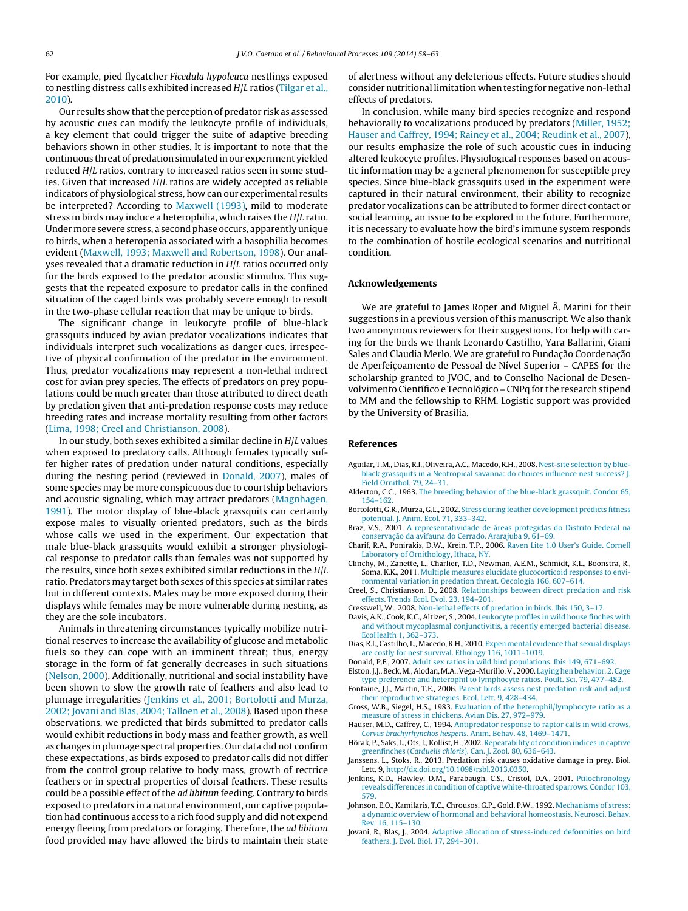For example, pied flycatcher *Ficedula hypoleuca* nestlings exposed to nestling distress calls exhibited increased *H*/*L* ratios (Tilgar et al., 2010).

Our results show that the perception of predator risk as assessed by acoustic cues can modify the leukocyte profile of individuals, a key element that could trigger the suite of adaptive breeding behaviors shown in other studies. It is important to note that the continuous threat of predation simulated in our experiment yielded reduced *H*/*L* ratios, contrary to increased ratios seen in some studies. Given that increased *H*/*L* ratios are widely accepted as reliable indicators of physiological stress, how can our experimental results be interpreted? According to Maxwell (1993), mild to moderate stress in birds may induce a heterophilia, which raises the *H*/*L* ratio. Under more severe stress, a second phase occurs, apparently unique to birds, when a heteropenia associated with a basophilia becomes evident (Maxwell, 1993; Maxwell and Robertson, 1998). Our analyses revealed that a dramatic reduction in *H*/*L* ratios occurred only for the birds exposed to the predator acoustic stimulus. This suggests that the repeated exposure to predator calls in the confined situation of the caged birds was probably severe enough to result in the two-phase cellular reaction that may be unique to birds.

The significant change in leukocyte profile of blue-black grassquits induced by avian predator vocalizations indicates that individuals interpret such vocalizations as danger cues, irrespective of physical confirmation of the predator in the environment. Thus, predator vocalizations may represent a non-lethal indirect cost for avian prey species. The effects of predators on prey populations could be much greater than those attributed to direct death by predation given that anti-predation response costs may reduce breeding rates and increase mortality resulting from other factors (Lima, 1998; Creel and Christianson, 2008).

In our study, both sexes exhibited a similar decline in *H*/*L* values when exposed to predatory calls. Although females typically suffer higher rates of predation under natural conditions, especially during the nesting period (reviewed in Donald, 2007), males of some species may be more conspicuous due to courtship behaviors and acoustic signaling, which may attract predators (Magnhagen, 1991). The motor display of blue-black grassquits can certainly expose males to visually oriented predators, such as the birds whose calls we used in the experiment. Our expectation that male blue-black grassquits would exhibit a stronger physiological response to predator calls than females was not supported by the results, since both sexes exhibited similar reductions in the *H*/*L* ratio. Predators may target both sexes of this species at similar rates but in different contexts. Males may be more exposed during their displays while females may be more vulnerable during nesting, as they are the sole incubators.

Animals in threatening circumstances typically mobilize nutritional reserves to increase the availability of glucose and metabolic fuels so they can cope with an imminent threat; thus, energy storage in the form of fat generally decreases in such situations (Nelson, 2000). Additionally, nutritional and social instability have been shown to slow the growth rate of feathers and also lead to plumage irregularities (Jenkins et al., 2001; Bortolotti and Murza, 2002; Jovani and Blas, 2004; Talloen et al., 2008). Based upon these observations, we predicted that birds submitted to predator calls would exhibit reductions in body mass and feather growth, as well as changes in plumage spectral properties. Our data did not confirm these expectations, as birds exposed to predator calls did not differ from the control group relative to body mass, growth of rectrice feathers or in spectral properties of dorsal feathers. These results could be a possible effect of the *ad libitum* feeding. Contrary to birds exposed to predators in a natural environment, our captive population had continuous access to a rich food supply and did not expend energy fleeing from predators or foraging. Therefore, the *ad libitum* food provided may have allowed the birds to maintain their state of alertness without any deleterious effects. Future studies should consider nutritional limitation when testing for negative non-lethal effects of predators.

In conclusion, while many bird species recognize and respond behaviorally to vocalizations produced by predators (Miller, 1952; Hauser and Caffrey, 1994; Rainey et al., 2004; Reudink et al., 2007), our results emphasize the role of such acoustic cues in inducing altered leukocyte profiles. Physiological responses based on acoustic information may be a general phenomenon for susceptible prey species. Since blue-black grassquits used in the experiment were captured in their natural environment, their ability to recognize predator vocalizations can be attributed to former direct contact or social learning, an issue to be explored in the future. Furthermore, it is necessary to evaluate how the bird's immune system responds to the combination of hostile ecological scenarios and nutritional condition.

## Acknowledgements

We are grateful to James Roper and Miguel Â. Marini for their suggestions in a previous version of this manuscript. We also thank two anonymous reviewers for their suggestions. For help with caring for the birds we thank Leonardo Castilho, Yara Ballarini, Giani Sales and Claudia Merlo. We are grateful to Fundação Coordenação de Aperfeiçoamento de Pessoal de Nível Superior – CAPES for the scholarship granted to JVOC, and to Conselho Nacional de Desenvolvimento Científico e Tecnológico – CNPq for the research stipend to MM and the fellowship to RHM. Logistic support was provided by the University of Brasilia.

## References

Aguilar, T.M., Dias, R.I., Oliveira, A.C., Macedo, R.H., 2008. Nest-site selection by blue-black grassquits in a Neotropical savanna: do choices influence nest success? J. Field Ornithol. 79, 24–31.

Alderton, C.C., 1963. The breeding behavior of the blue-black grassquit. Condor 65, 154–162.

Bortolotti, G.R., Murza, G.L., 2002. Stress during feather development predicts fitness potential. J. Anim. Ecol. 71, 333–342.

Braz, V.S., 2001. A representatividade de áreas protegidas do Distrito Federal na conservação da avifauna do Cerrado. Ararajuba 9, 61–69.

Charif, R.A., Ponirakis, D.W., Krein, T.P., 2006. Raven Lite 1.0 User's Guide. Cornell Laboratory of Ornithology, Ithaca, NY.

Clinchy, M., Zanette, L., Charlier, T.D., Newman, A.E.M., Schmidt, K.L., Boonstra, R., Soma, K.K., 2011. Multiple measures elucidate glucocorticoid responses to environmental variation in predation threat. Oecologia 166, 607–614.

Creel, S., Christianson, D., 2008. Relationships between direct predation and risk effects. Trends Ecol. Evol. 23, 194–201.

Cresswell, W., 2008. Non-lethal effects of predation in birds. Ibis 150, 3–17.

Davis, A.K., Cook, K.C., Altizer, S., 2004. Leukocyte profiles in wild house finches with and without mycoplasmal conjunctivitis, a recently emerged bacterial disease. EcoHealth 1, 362–373.

Dias, R.I., Castilho, L., Macedo, R.H., 2010. Experimental evidence that sexual displays are costly for nest survival. Ethology 116, 1011–1019.

Donald, P.F., 2007. Adult sex ratios in wild bird populations. Ibis 149, 671–692.

Elston, J.J., Beck, M., Alodan, M.A., Vega-Murillo, V., 2000. Laying hen behavior. 2. Cage type preference and heterophil to lymphocyte ratios. Poult. Sci. 79, 477–482.

Fontaine, J.J., Martin, T.E., 2006. Parent birds assess nest predation risk and adjust their reproductive strategies. Ecol. Lett. 9, 428–434.

Gross, W.B., Siegel, H.S., 1983. Evaluation of the heterophil/lymphocyte ratio as a measure of stress in chickens. Avian Dis. 27, 972–979.

Hauser, M.D., Caffrey, C., 1994. Antipredator response to raptor calls in wild crows, *Corvus brachyrhynchos hesperis*. Anim. Behav. 48, 1469–1471.

Hõrak, P., Saks, L., Ots, I., Kollist, H., 2002. Repeatability of condition indices in captive greenfinches (*Carduelis chloris*). Can. J. Zool. 80, 636–643.

Janssens, L., Stoks, R., 2013. Predation risk causes oxidative damage in prey. Biol. Lett. 9, http://dx.doi.org/10.1098/rsbl.2013.0350.

Jenkins, K.D., Hawley, D.M., Farabaugh, C.S., Cristol, D.A., 2001. Ptilochronology reveals differences in condition of captive white-throated sparrows. Condor 103, 579.

Johnson, E.O., Kamilaris, T.C., Chrousos, G.P., Gold, P.W., 1992. Mechanisms of stress: a dynamic overview of hormonal and behavioral homeostasis. Neurosci. Behav. Rev. 16, 115–130.

Jovani, R., Blas, J., 2004. Adaptive allocation of stress-induced deformities on bird feathers. J. Evol. Biol. 17, 294–301.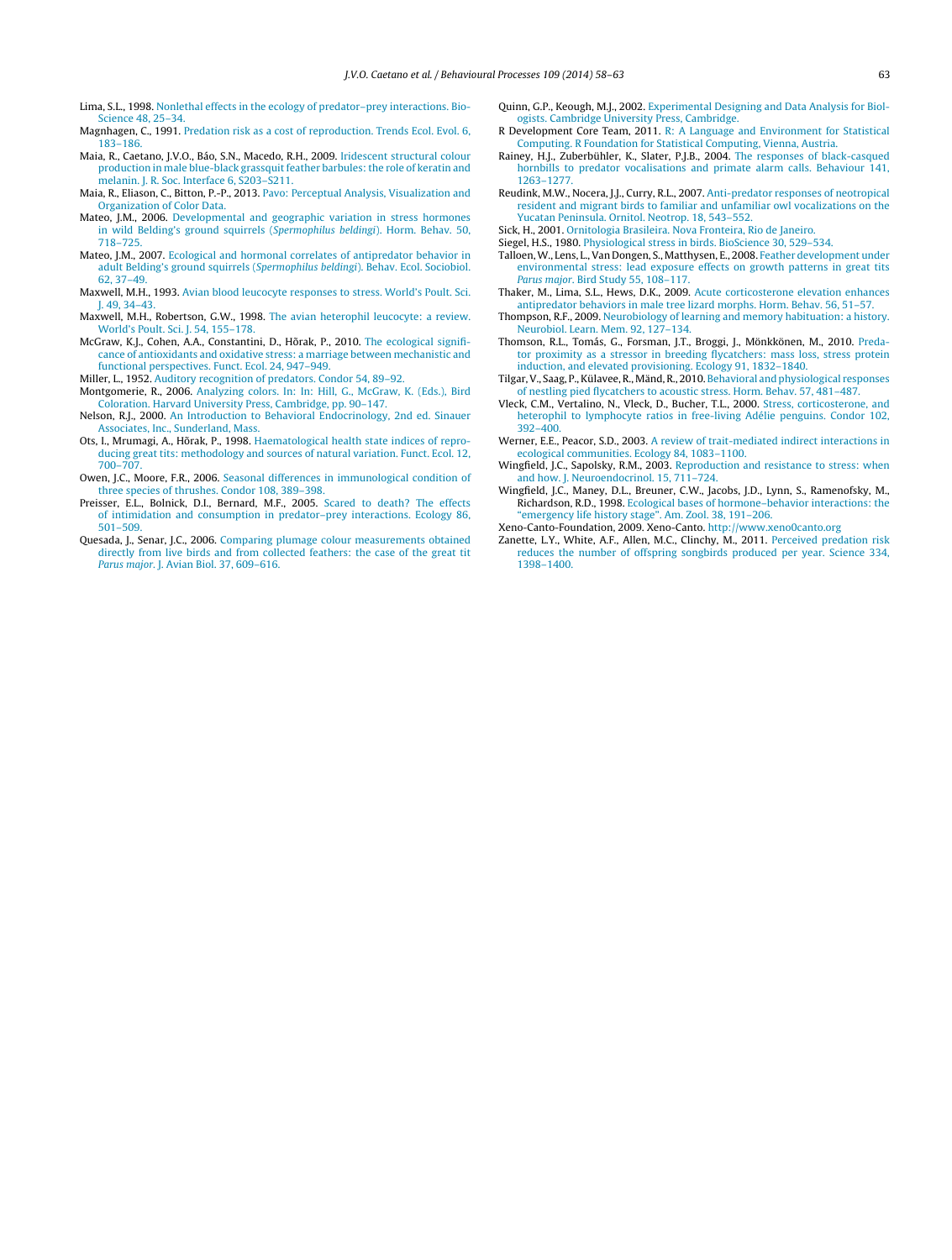Lima, S.L., 1998. Nonlethal effects in the ecology of predator–prey interactions. BioScience 48, 25–34.

Magnhagen, C., 1991. Predation risk as a cost of reproduction. Trends Ecol. Evol. 6, 183–186.

Maia, R., Caetano, J.V.O., Báo, S.N., Macedo, R.H., 2009. Iridescent structural colour production in male blue-black grassquit feather barbules: the role of keratin and melanin. J. R. Soc. Interface 6, S203–S211.

Maia, R., Eliason, C., Bitton, P.-P., 2013. Pavo: Perceptual Analysis, Visualization and Organization of Color Data.

Mateo, J.M., 2006. Developmental and geographic variation in stress hormones in wild Belding's ground squirrels (*Spermophilus beldingi*). Horm. Behav. 50, 718–725.

Mateo, J.M., 2007. Ecological and hormonal correlates of antipredator behavior in adult Belding's ground squirrels (*Spermophilus beldingi*). Behav. Ecol. Sociobiol. 62, 37–49.

Maxwell, M.H., 1993. Avian blood leucocyte responses to stress. World's Poult. Sci. J. 49, 34–43.

Maxwell, M.H., Robertson, G.W., 1998. The avian heterophil leucocyte: a review. World's Poult. Sci. J. 54, 155–178.

McGraw, K.J., Cohen, A.A., Constantini, D., Hõrak, P., 2010. The ecological significance of antioxidants and oxidative stress: a marriage between mechanistic and functional perspectives. Funct. Ecol. 24, 947–949.

Miller, L., 1952. Auditory recognition of predators. Condor 54, 89–92.

Montgomerie, R., 2006. Analyzing colors. In: In: Hill, G., McGraw, K. (Eds.), Bird Coloration. Harvard University Press, Cambridge, pp. 90–147.

Nelson, R.J., 2000. An Introduction to Behavioral Endocrinology, 2nd ed. Sinauer Associates, Inc., Sunderland, Mass.

Ots, I., Mrumagi, A., Hõrak, P., 1998. Haematological health state indices of reproducing great tits: methodology and sources of natural variation. Funct. Ecol. 12, 700–707.

Owen, J.C., Moore, F.R., 2006. Seasonal differences in immunological condition of three species of thrushes. Condor 108, 389–398.

Preisser, E.L., Bolnick, D.I., Bernard, M.F., 2005. Scared to death? The effects of intimidation and consumption in predator–prey interactions. Ecology 86, 501–509.

Quesada, J., Senar, J.C., 2006. Comparing plumage colour measurements obtained directly from live birds and from collected feathers: the case of the great tit *Parus major*. J. Avian Biol. 37, 609–616.

Quinn, G.P., Keough, M.J., 2002. Experimental Designing and Data Analysis for Biologists. Cambridge University Press, Cambridge.

R Development Core Team, 2011. R: A Language and Environment for Statistical Computing. R Foundation for Statistical Computing, Vienna, Austria.

Rainey, H.J., Zuberbühler, K., Slater, P.J.B., 2004. The responses of black-casqued hornbills to predator vocalisations and primate alarm calls. Behaviour 141, 1263–1277.

Reudink, M.W., Nocera, J.J., Curry, R.L., 2007. Anti-predator responses of neotropical resident and migrant birds to familiar and unfamiliar owl vocalizations on the Yucatan Peninsula. Ornitol. Neotrop. 18, 543–552.

Sick, H., 2001. Ornitologia Brasileira. Nova Fronteira, Rio de Janeiro.

Siegel, H.S., 1980. Physiological stress in birds. BioScience 30, 529–534.

Talloen, W., Lens, L., Van Dongen, S., Matthysen, E., 2008. Feather development under environmental stress: lead exposure effects on growth patterns in great tits *Parus major*. Bird Study 55, 108–117.

Thaker, M., Lima, S.L., Hews, D.K., 2009. Acute corticosterone elevation enhances antipredator behaviors in male tree lizard morphs. Horm. Behav. 56, 51–57.

Thompson, R.F., 2009. Neurobiology of learning and memory habituation: a history. Neurobiol. Learn. Mem. 92, 127–134.

Thomson, R.L., Tomás, G., Forsman, J.T., Broggi, J., Mönkkönen, M., 2010. Predator proximity as a stressor in breeding flycatchers: mass loss, stress protein induction, and elevated provisioning. Ecology 91, 1832–1840.

Tilgar, V., Saag, P., Külavee, R., Mänd, R., 2010. Behavioral and physiological responses of nestling pied flycatchers to acoustic stress. Horm. Behav. 57, 481–487.

Vleck, C.M., Vertalino, N., Vleck, D., Bucher, T.L., 2000. Stress, corticosterone, and heterophil to lymphocyte ratios in free-living Adélie penguins. Condor 102, 392–400.

Werner, E.E., Peacor, S.D., 2003. A review of trait-mediated indirect interactions in ecological communities. Ecology 84, 1083–1100.

Wingfield, J.C., Sapolsky, R.M., 2003. Reproduction and resistance to stress: when and how. J. Neuroendocrinol. 15, 711–724.

Wingfield, J.C., Maney, D.L., Breuner, C.W., Jacobs, J.D., Lynn, S., Ramenofsky, M., Richardson, R.D., 1998. Ecological bases of hormone–behavior interactions: the "emergency life history stage". Am. Zool. 38, 191–206.

Xeno-Canto-Foundation, 2009. Xeno-Canto. http://www.xeno0canto.org

Zanette, L.Y., White, A.F., Allen, M.C., Clinchy, M., 2011. Perceived predation risk reduces the number of offspring songbirds produced per year. Science 334, 1398–1400.